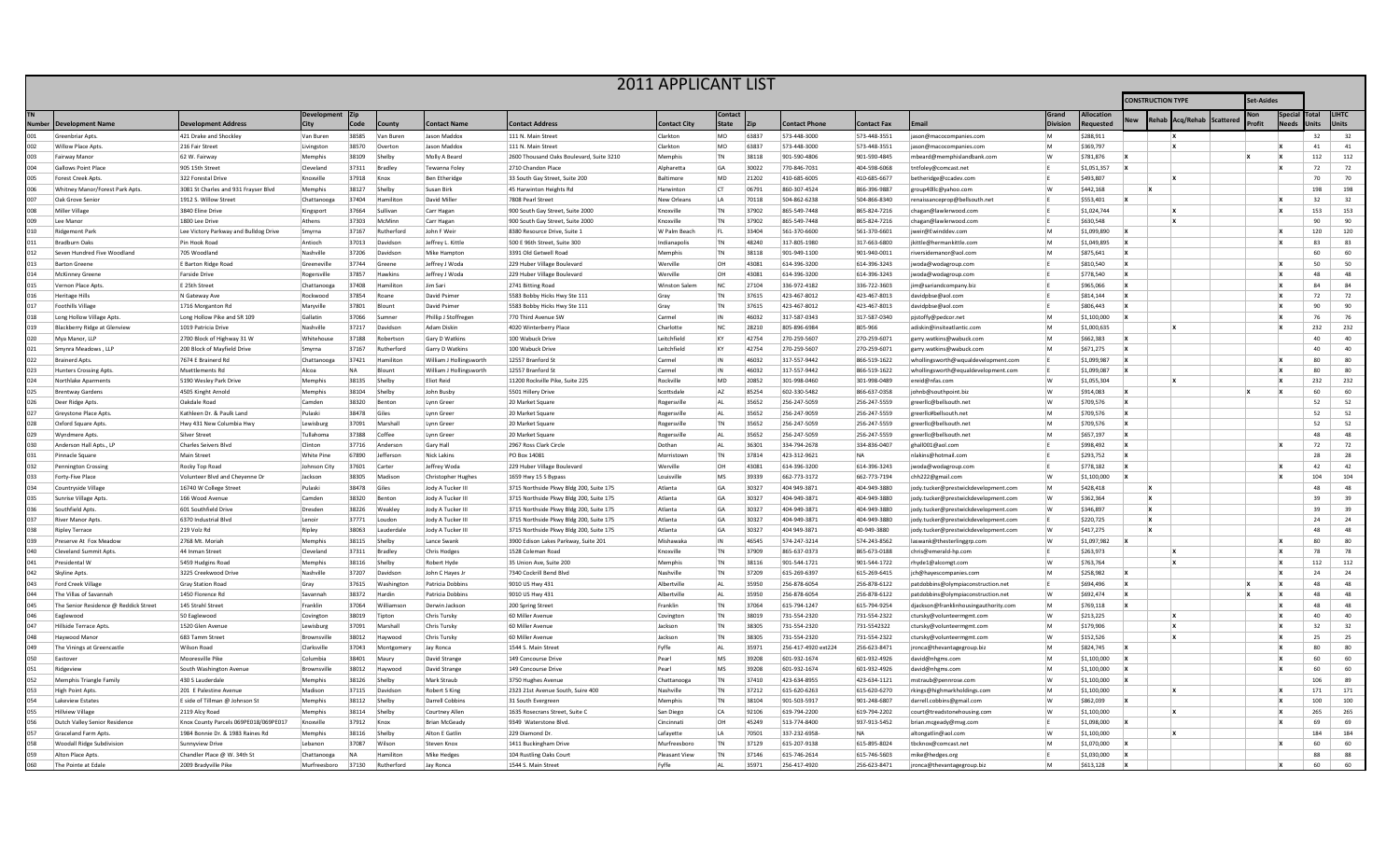# 2011 APPLICANT LIST

| TN Number | Development Name | Development Address | Development City | Zip Code | County | Contact Name | Contact Address | Contact City | Contact State | Zip | Contact Phone | Contact Fax | Email | Grand Division | Allocation Requested | CONSTRUCTION TYPE | | | | Set-Asides | | Total Units | LIHTC Units |
|---|---|---|---|---|---|---|---|---|---|---|---|---|---|---|---|---|---|---|---|---|---|---|---|
| | | | | | | | | | | | | | | | | New | Rehab | Acq/Rehab | Scattered | Non Profit | Special Needs | | |
| 001 | Greenbriar Apts. | 421 Drake and Shockley | Van Buren | 38585 | Van Buren | Jason Maddox | 111 N. Main Street | Clarkton | MO | 63837 | 573-448-3000 | 573-448-3551 | jason@macocompanies.com | M | $288,911 | | | X | | | | 32 | 32 |
| 002 | Willow Place Apts. | 216 Fair Street | Livingston | 38570 | Overton | Jason Maddox | 111 N. Main Street | Clarkton | MO | 63837 | 573-448-3000 | 573-448-3551 | jason@macocompanies.com | M | $369,797 | | | X | | | | 41 | 41 |
| 003 | Fairway Manor | 62 W. Fairway | Memphis | 38109 | Shelby | Molly A Beard | 2600 Thousand Oaks Boulevard, Suite 3210 | Memphis | TN | 38118 | 901-590-4806 | 901-590-4845 | mbeard@memphislandbank.com | W | $781,876 | X | | | | X | X | 112 | 112 |
| 004 | Gallows Point Place | 905 15th Street | Cleveland | 37311 | Bradley | Tewanna Foley | 2710 Chandon Place | Alpharetta | GA | 30022 | 770-846-7031 | 404-598-6068 | tntfoley@comcast.net | E | $1,051,357 | X | | | | | | 72 | 72 |
| 005 | Forest Creek Apts. | 322 Forestal Drive | Knoxville | 37918 | Knox | Ben Etheridge | 33 South Gay Street, Suite 200 | Baltimore | MD | 21202 | 410-685-6005 | 410-685-6677 | betheridge@ccadev.com | E | $493,807 | | | X | | | | 70 | 70 |
| 006 | Whitney Manor/Forest Park Apts. | 3081 St Charles and 931 Frayser Blvd | Memphis | 38127 | Shelby | Susan Birk | 45 Harwinton Heights Rd | Harwinton | CT | 06791 | 860-307-4524 | 866-396-9887 | group40llc@yahoo.com | W | $442,168 | | X | | | | | 198 | 198 |
| 007 | Oak Grove Senior | 1912 S. Willow Street | Chattanooga | 37404 | Hamilton | David Miller | 7808 Pearl Street | New Orleans | LA | 70118 | 504-862-6238 | 504-866-8340 | renaissanceprop@bellsouth.net | E | $553,401 | X | | | | | | 32 | 32 |
| 008 | Miller Village | 3840 Eline Drive | Kingsport | 37664 | Sullivan | Carr Hagan | 900 South Gay Street, Suite 2000 | Knoxville | TN | 37902 | 865-549-7448 | 865-824-7216 | chagan@lawlerwood.com | E | $1,024,744 | | | X | | | X | 153 | 153 |
| 009 | Lee Manor | 1800 Lee Drive | Athens | 37303 | McMinn | Carr Hagan | 900 South Gay Street, Suite 2000 | Knoxville | TN | 37902 | 865-549-7448 | 865-824-7216 | chagan@lawlerwood.com | E | $630,548 | | | X | | | | 90 | 90 |
| 010 | Ridgemont Park | Lee Victory Parkway and Bulldog Drive | Smyrna | 37167 | Rutherford | John F Weir | 8380 Resource Drive, Suite 1 | W Palm Beach | FL | 33404 | 561-370-6600 | 561-370-6601 | jweir@Ewinddev.com | M | $1,099,890 | X | | | | | X | 120 | 120 |
| 011 | Bradburn Oaks | Pin Hook Road | Antioch | 37013 | Davidson | Jeffrey L. Kittle | 500 E 96th Street, Suite 300 | Indianapolis | IN | 48240 | 317-805-1980 | 317-663-6800 | jkittle@hermankittle.com | M | $1,049,895 | X | | | | | X | 83 | 83 |
| 012 | Seven Hundred Five Woodland | 705 Woodland | Nashville | 37206 | Davidson | Mike Hampton | 3391 Old Getwell Road | Memphis | TN | 38118 | 901-949-1100 | 901-940-0011 | riversidemanor@aol.com | M | $875,641 | X | | | | | | 60 | 60 |
| 013 | Barton Greene | E Barton Ridge Road | Greeneville | 37744 | Greene | Jeffrey J Woda | 229 Huber Village Boulevard | Werville | OH | 43081 | 614-396-3200 | 614-396-3243 | jwoda@wodagroup.com | E | $810,540 | X | | | | | X | 50 | 50 |
| 014 | McKinney Greene | Farside Drive | Rogersville | 37857 | Hawkins | Jeffrey J Woda | 229 Huber Village Boulevard | Werville | OH | 43081 | 614-396-3200 | 614-396-3243 | jwoda@wodagroup.com | E | $778,540 | X | | | | | X | 48 | 48 |
| 015 | Vernon Place Apts. | E 25th Street | Chattanooga | 37408 | Hamilton | Jim Sari | 2741 Bitting Road | Winston Salem | NC | 27104 | 336-972-4182 | 336-722-3603 | jim@sariandcompany.biz | E | $965,066 | X | | | | | X | 84 | 84 |
| 016 | Heritage Hills | N Gateway Ave | Rockwood | 37854 | Roane | David Psimer | 5583 Bobby Hicks Hwy Ste 111 | Gray | TN | 37615 | 423-467-8012 | 423-467-8013 | davidpbse@aol.com | E | $814,144 | X | | | | | X | 72 | 72 |
| 017 | Foothills Village | 1716 Morganton Rd | Maryville | 37801 | Blount | David Psimer | 5583 Bobby Hicks Hwy Ste 111 | Gray | TN | 37615 | 423-467-8012 | 423-467-8013 | davidpbse@aol.com | E | $806,443 | X | | | | | X | 90 | 90 |
| 018 | Long Hollow Village Apts. | Long Hollow Pike and SR 109 | Gallatin | 37066 | Sumner | Phillip J Stoffregen | 770 Third Avenue SW | Carmel | IN | 46032 | 317-587-0343 | 317-587-0340 | pjstoffy@pedcor.net | M | $1,100,000 | X | | | | | X | 76 | 76 |
| 019 | Blackberry Ridge at Glenview | 1019 Patricia Drive | Nashville | 37217 | Davidson | Adam Diskin | 4020 Winterberry Place | Charlotte | NC | 28210 | 805-896-6984 | 805-966 | adiskin@insiteatlantic.com | M | $1,000,635 | | | X | | | X | 232 | 232 |
| 020 | Mya Manor, LLP | 2700 Block of Highway 31 W | Whitehouse | 37188 | Robertson | Garry D Watkins | 100 Wabuck Drive | Leitchfield | KY | 42754 | 270-259-5607 | 270-259-6071 | garry.watkins@wabuck.com | M | $662,383 | X | | | | | | 40 | 40 |
| 021 | Smyrna Meadows , LLP | 200 Block of Mayfield Drive | Smyrna | 37167 | Rutherford | Garry D Watkins | 100 Wabuck Drive | Leitchfield | KY | 42754 | 270-259-5607 | 270-259-6071 | garry.watkins@wabuck.com | M | $671,275 | X | | | | | | 40 | 40 |
| 022 | Brainerd Apts. | 7674 E Brainerd Rd | Chattanooga | 37421 | Hamilton | William J Hollingsworth | 12557 Branford St | Carmel | IN | 46032 | 317-557-9442 | 866-519-1622 | whollingsworth@wqualdevelopment.com | E | $1,099,987 | X | | | | | X | 80 | 80 |
| 023 | Hunters Crossing Apts. | Msettlements Rd | Alcoa | NA | Blount | William J Hollingsworth | 12557 Branford St | Carmel | IN | 46032 | 317-557-9442 | 866-519-1622 | whollingsworth@equaldevelopment.com | E | $1,099,087 | X | | | | | X | 80 | 80 |
| 024 | Northlake Aparments | 5190 Wesley Park Drive | Memphis | 38135 | Shelby | Eliot Reid | 11200 Rockville Pike, Suite 225 | Rockville | MD | 20852 | 301-998-0460 | 301-998-0489 | ereid@nfas.com | W | $1,055,304 | | | X | | | X | 232 | 232 |
| 025 | Brentway Gardens | 4505 Knight Arnold | Memphis | 38104 | Shelby | John Busby | 5501 Hillery Drive | Scottsdale | AZ | 85254 | 602-330-5482 | 866-637-0358 | johnb@southpoint.biz | W | $914,083 | X | | | | X | X | 60 | 60 |
| 026 | Deer Ridge Apts. | Oakdale Road | Camden | 38320 | Benton | Lynn Greer | 20 Market Square | Rogersville | AL | 35652 | 256-247-5059 | 256-247-5559 | greerllc@bellsouth.net | W | $709,576 | X | | | | | | 52 | 52 |
| 027 | Greystone Place Apts. | Kathleen Dr. & Paulk Land | Pulaski | 38478 | Giles | Lynn Greer | 20 Market Square | Rogersville | AL | 35652 | 256-247-9059 | 256-247-5559 | greerllc@bellsouth.net | M | $709,576 | X | | | | | | 52 | 52 |
| 028 | Oxford Square Apts. | Hwy 431 New Columbia Hwy | Lewisburg | 37091 | Marshall | Lynn Greer | 20 Market Square | Rogersville | TN | 35652 | 256-247-5059 | 256-247-5559 | greerllc@bellsouth.net | M | $709,576 | X | | | | | | 52 | 52 |
| 029 | Wyndmere Apts. | Silver Street | Tullahoma | 37388 | Coffee | Lynn Greer | 20 Market Square | Rogersville | AL | 35652 | 256-247-5059 | 256-247-5559 | greerllc@bellsouth.net | M | $657,197 | X | | | | | | 48 | 48 |
| 030 | Anderson Hall Apts., LP | Charles Seivers Blvd | Clinton | 37716 | Anderson | Gary Hall | 2967 Ross Clark Circle | Dothan | AL | 36301 | 334-794-2678 | 334-836-0407 | ghall001@aol.com | E | $998,492 | X | | | | | X | 72 | 72 |
| 031 | Pinnacle Square | Main Street | White Pine | 67890 | Jefferson | Nick Lakins | PO Box 14081 | Morristown | TN | 37814 | 423-312-9621 | NA | nlakins@hotmail.com | E | $293,752 | X | | | | | | 28 | 28 |
| 032 | Pennington Crossing | Rocky Top Road | Johnson City | 37601 | Carter | Jeffrey Woda | 229 Huber Village Boulevard | Werville | OH | 43081 | 614-396-3200 | 614-396-3243 | jwoda@wodagroup.com | E | $778,182 | X | | | | | X | 42 | 42 |
| 033 | Forty-Five Place | Volunteer Blvd and Cheyenne Dr | Jackson | 38305 | Madison | Christopher Hughes | 1659 Hwy 15 S Bypass | Louisville | MS | 39339 | 662-773-3172 | 662-773-7194 | chh222@gmail.com | W | $1,100,000 | X | | | | | X | 104 | 104 |
| 034 | Countryside Village | 16740 W College Street | Pulaski | 38478 | Giles | Jody A Tucker III | 3715 Northside Pkwy Bldg 200, Suite 175 | Atlanta | GA | 30327 | 404 949-3871 | 404-949-3880 | jody.tucker@prestwickdevelopment.com | M | $428,418 | | X | | | | | 48 | 48 |
| 035 | Sunrise Village Apts. | 166 Wood Avenue | Camden | 38320 | Benton | Jody A Tucker III | 3715 Northside Pkwy Bldg 200, Suite 175 | Atlanta | GA | 30327 | 404 949-3871 | 404-949-3880 | jody.tucker@prestwickdevelopment.com | W | $362,364 | | X | | | | | 39 | 39 |
| 036 | Southfield Apts. | 601 Southfield Drive | Dresden | 38226 | Weakley | Jody A Tucker III | 3715 Northside Pkwy Bldg 200, Suite 175 | Atlanta | GA | 30327 | 404 949-3871 | 404-949-3880 | jody.tucker@prestwickdevelopment.com | W | $346,897 | | X | | | | | 39 | 39 |
| 037 | River Manor Apts. | 6370 Industrial Blvd | Lenoir | 37771 | Loudon | Jody A Tucker III | 3715 Northside Pkwy Bldg 200, Suite 175 | Atlanta | GA | 30327 | 404 949-3871 | 404-949-3880 | jody.tucker@prestwickdevelopment.com | E | $220,725 | | X | | | | | 24 | 24 |
| 038 | Ripley Terrace | 219 Volz Rd | Ripley | 38063 | Lauderdale | Jody A Tucker III | 3715 Northside Pkwy Bldg 200, Suite 175 | Atlanta | GA | 30327 | 404 949-3871 | 40-949-3880 | jody.tucker@prestwickdevelopment.com | W | $417,275 | | X | | | | | 48 | 48 |
| 039 | Preserve At Fox Meadow | 2768 Mt. Moriah | Memphis | 38115 | Shelby | Lance Swank | 3900 Edison Lakes Parkway, Suite 201 | Mishawaka | IN | 46545 | 574-247-3214 | 574-243-8562 | laswank@thesterlinggrp.com | W | $1,097,982 | X | | | | | X | 80 | 80 |
| 040 | Cleveland Summit Apts. | 44 Inman Street | Cleveland | 37311 | Bradley | Chris Hodges | 1528 Coleman Road | Knoxville | TN | 37909 | 865-637-0373 | 865-673-0188 | chris@emerald-hp.com | E | $263,973 | | | X | | | X | 78 | 78 |
| 041 | Presidental W | 5459 Hudgins Road | Memphis | 38116 | Shelby | Robert Hyde | 35 Union Ave, Suite 200 | Memphis | TN | 38116 | 901-544-1721 | 901-544-1722 | rhyde1@alcorngt.com | W | $763,764 | | | X | | | X | 112 | 112 |
| 042 | Skyline Apts. | 3225 Creekwood Drive | Nashville | 37207 | Davidson | John C Hayes Jr | 7340 Cockrill Bend Blvd | Nashville | TN | 37209 | 615-269-6397 | 615-269-6415 | jch@hayescompanies.com | M | $258,982 | X | | | | | X | 24 | 24 |
| 043 | Ford Creek Village | Gray Station Road | Gray | 37615 | Washington | Patricia Dobbins | 9010 US Hwy 431 | Albertville | AL | 35950 | 256-878-6054 | 256-878-6122 | patdobbins@olympiaconstruction.net | E | $694,496 | X | | | | X | X | 48 | 48 |
| 044 | The Villas of Savannah | 1450 Florence Rd | Savannah | 38372 | Hardin | Patricia Dobbins | 9010 US Hwy 431 | Albertville | AL | 35950 | 256-878-6054 | 256-878-6122 | patdobbins@olympiaconstruction.net | W | $692,474 | X | | | | X | X | 48 | 48 |
| 045 | The Senior Residence @ Reddick Street | 145 Strahl Street | Franklin | 37064 | Williamson | Derwin Jackson | 200 Spring Street | Franklin | TN | 37064 | 615-794-1247 | 615-794-9254 | djackson@franklinhousingauthority.com | M | $769,118 | X | | | | | X | 48 | 48 |
| 046 | Eaglewood | 50 Eaglewood | Covington | 38019 | Tipton | Chris Tursky | 60 Miller Avenue | Covington | TN | 38019 | 731-554-2320 | 731-554-2322 | ctursky@volunteermgmt.com | W | $213,225 | | | X | | | X | 40 | 40 |
| 047 | Hillside Terrace Apts. | 1520 Glen Avenue | Lewisburg | 37091 | Marshall | Chris Tursky | 60 Miller Avenue | Jackson | TN | 38305 | 731-554-2320 | 731-5542322 | ctursky@volunteermgmt.com | M | $179,906 | | | X | | | X | 32 | 32 |
| 048 | Haywood Manor | 683 Tamm Street | Brownsville | 38012 | Haywood | Chris Tursky | 60 Miller Avenue | Jackson | TN | 38305 | 731-554-2320 | 731-554-2322 | ctursky@volunteermgmt.com | W | $152,526 | | | X | | | X | 25 | 25 |
| 049 | The Vinings at Greencastle | Wilson Road | Clarksville | 37043 | Montgomery | Jay Ronca | 1544 S. Main Street | Fyffe | AL | 35971 | 256-417-4920 ext224 | 256-623-8471 | jronca@thevantagegroup.biz | M | $824,745 | X | | | | | X | 80 | 80 |
| 050 | Eastover | Mooresville Pike | Columbia | 38401 | Maury | David Strange | 149 Concourse Drive | Pearl | MS | 39208 | 601-932-1674 | 601-932-4926 | david@nhgms.com | M | $1,100,000 | X | | | | | X | 60 | 60 |
| 051 | Ridgeview | South Washington Avenue | Brownsville | 38012 | Haywood | David Strange | 149 Concourse Drive | Pearl | MS | 39208 | 601-932-1674 | 601-932-4926 | david@nhgms.com | W | $1,100,000 | X | | | | | X | 60 | 60 |
| 052 | Memphis Triangle Family | 430 S Lauderdale | Memphis | 38126 | Shelby | Mark Straub | 3750 Hughes Avenue | Chattanooga | TN | 37410 | 423-634-8955 | 423-634-1121 | mstraub@pennrose.com | W | $1,100,000 | X | | | | | | 106 | 89 |
| 053 | High Point Apts. | 201 E Palestine Avenue | Madison | 37115 | Davidson | Robert S King | 2323 21st Avenue South, Suire 400 | Nashville | TN | 37212 | 615-620-6263 | 615-620-6270 | rkings@highmarkholdings.com | M | $1,100,000 | | | X | | | X | 171 | 171 |
| 054 | Lakeview Estates | E side of Tillman @ Johnson St | Memphis | 38112 | Shelby | Darrell Cobbins | 31 South Evergreen | Memphis | TN | 38104 | 901-503-5917 | 901-248-6807 | darrell.cobbins@gmail.com | W | $862,039 | X | | | | | X | 100 | 100 |
| 055 | Hillview Village | 2119 Alcy Road | Memphis | 38114 | Shelby | Courtney Allen | 1635 Rosecrans Street, Suite C | San Diego | CA | 92106 | 619-794-2200 | 619-794-2202 | court@treadstonehousing.com | W | $1,100,000 | | | X | | | X | 265 | 265 |
| 056 | Dutch Valley Senior Residence | Knox County Parcels 069PE018/069PE017 | Knoxville | 37912 | Knox | Brian McGeady | 9349 Waterstone Blvd. | Cincinnati | OH | 45249 | 513-774-8400 | 937-913-5452 | brian.mcgeady@mvg.com | E | $1,098,000 | X | | | | | X | 69 | 69 |
| 057 | Graceland Farm Apts. | 1984 Bonnie Dr. & 1983 Raines Rd | Memphis | 38116 | Shelby | Alton E Gatlin | 229 Diamond Dr. | Lafayette | LA | 70501 | 337-232-6958- | NA | altongatlin@aol.com | W | $1,100,000 | X | | | | | | 184 | 184 |
| 058 | Woodall Ridge Subdivision | Sunnyview Drive | Lebanon | 37087 | Wilson | Steven Knox | 1411 Buckingham Drive | Murfreesboro | TN | 37129 | 615-207-9138 | 615-895-8024 | tbcknox@comcast.net | M | $1,070,000 | X | | | | | X | 60 | 60 |
| 059 | Alton Place Apts. | Chandler Place @ W. 34th St | Chattanooga | NA | Hamilton | Mike Hedges | 104 Rustling Oaks Court | Pleasant View | TN | 37146 | 615-746-2614 | 615-746-5603 | mike@hedges.org | E | $1,030,000 | X | | | | | | 88 | 88 |
| 060 | The Pointe at Edale | 2009 Bradyville Pike | Murfreesboro | 37130 | Rutherford | Jay Ronca | 1544 S. Main Street | Fyffe | AL | 35971 | 256-417-4920 | 256-623-8471 | jronca@thevantagegroup.biz | M | $613,128 | X | | | | | X | 60 | 60 |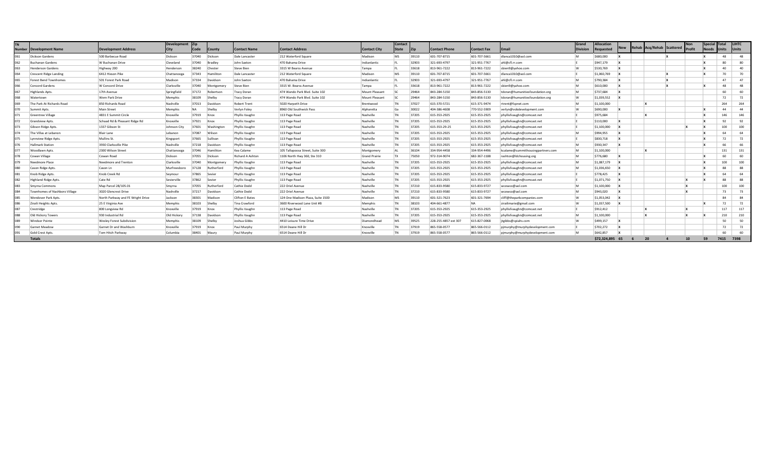| TN Number | Development Name | Development Address | Development City | Zip Code | County | Contact Name | Contact Address | Contact City | Contact State | Zip | Contact Phone | Contact Fax | Email | Grand Division | Allocation Requested | New | Rehab | Acq/Rehab | Scattered | Non Profit | Special Needs | Total Units | LIHTC Units |
|---|---|---|---|---|---|---|---|---|---|---|---|---|---|---|---|---|---|---|---|---|---|---|---|
| 061 | Dickson Gardens | 500 Barbecue Road | Dickson | 37040 | Dickson | Dale Lancaster | 212 Waterford Square | Madison | MS | 39110 | 601-707-8715 | 601-707-5661 | dlanca1010@aol.com | M | $680,000 | X | | | X | | X | 48 | 48 |
| 062 | Buchanan Gardens | W Buchanan Drive | Cleveland | 37040 | Bradley | John Saxton | 470 Bahama Drive | Indianlantic | FL | 32903 | 321-693-4797 | 321-951-7767 | ahl@cfl.rr.com | E | $947,179 | X | | | | | X | 80 | 80 |
| 063 | Henderson Gardens | Highway 200 | Henderson | 38240 | Chester | Steve Bien | 3315 W Bearss Avenue | Tampa | FL | 33618 | 813-961-7222 | 813-961-7222 | sbien9@yahoo.com | W | $530,769 | X | | | | | X | 40 | 40 |
| 064 | Crescent Ridge Landing | 6412 Hixson Pike | Chattanooga | 37343 | Hamilton | Dale Lancaster | 212 Waterford Square | Madison | MS | 39110 | 601-707-8715 | 601-707-5661 | dlanca1010@aol.com | E | $1,060,769 | X | | | X | | X | 70 | 70 |
| 065 | Forest Bend Townhomes | 501 Forest Park Road | Madison | 37334 | Davidson | John Saxton | 470 Bahama Drive | Indianlantic | FL | 32903 | 321-693-4797 | 321-951-7767 | ahl@cfl.rr.com | M | $790,384 | X | | | X | | | 47 | 47 |
| 066 | Concord Gardens | W Concord Drive | Clarksville | 37040 | Montgomery | Steve Bien | 3315 W. Bearss Avenue | Tampa | FL | 33618 | 813-961-7222 | 813-961-7222 | sbien9@yahoo.com | M | $610,000 | X | | | X | X | | 48 | 48 |
| 067 | Highlands Apts. | 17th Avenue | Springfield | 37172 | Robertson | Tracy Doran | 474 Wando Park Blvd. Suite 102 | Mount Pleasant | SC | 29464 | 843-284-5150 | 843-856-5130 | tdoran@humanitiesfoundation.org | M | $737,684 | X | | | | | | 60 | 60 |
| 068 | Watertown | Wern Park Drive | Memphis | 38109 | Shelby | Tracy Doran | 474 Wando Park Blvd. Suite 102 | Mount Pleasant | SC | 29464 | 843-284-5150 | 843-856-5130 | tdoran@humanitiesfoundation.org | W | $1,039,552 | X | | | | | | 72 | 72 |
| 069 | The Park At Richards Road | 850 Richards Road | Nashville | 37013 | Davidson | Robert Trent | 5020 Harpeth Drive | Brentwood | TN | 37027 | 615-370-5721 | 615-371-9474 | rtrent@fcpnet.com | M | $1,100,000 | | X | | | | | 264 | 264 |
| 070 | Summit Apts. | Main Street | Memphis | NA | Shelby | Verlyn Foley | 8960 Old Southwick Pass | Alpharetta | Ga | 30022 | 404-386-4608 | 770-552-5909 | verlyn@vobdevelopment.com | W | $690,000 | X | | | | | X | 44 | 44 |
| 071 | Greentree Village | 4831 E Summit Circle | Knoxville | 37919 | Knox | Phyllis Vaughn | 113 Page Road | Nashville | TN | 37205 | 615-353-2925 | 615-353-2925 | phyllisfvaughn@comcast.net | E | $975,684 | | | X | | | X | 146 | 146 |
| 072 | Grandview Apts. | Schaad Rd & Pleasant Ridge Rd | Knoxville | 37921 | Knox | Phyllis Vaughn | 113 Page Road | Nashville | TN | 37205 | 615-353-2925 | 615-353-2925 | phyllisfvaughn@comcast.net | E | $110,000 | X | | | | | X | 92 | 92 |
| 073 | Gibson Ridge Apts. | 1337 Gibson St | Johnson City | 37601 | Washington | Phyllis Vaughn | 113 Page Road | Nashville | TN | 37205 | 615-353-29-25 | 615-353-2925 | phyllisfvaughn@comcast.net | E | $1,100,000 | X | | | | X | X | 100 | 100 |
| 074 | The Villas at Lebanon | Blair Lane | Lebanon | 37087 | Wilson | Phyllis Vaughn | 113 Page Road | Nashville | TN | 37205 | 615-353-2925 | 615-353-2925 | phyllisfvaughn@comcast.net | M | $994,955 | X | | | | | X | 64 | 64 |
| 075 | Lynnview Ridge Apts. | Mullins St. | Kingsport | 37665 | Sullivan | Phyllis Vaughn | 113 Page Road | Nashville | TN | 37205 | 615-353-2925 | 615-353-2925 | phyllisfvaughn@comcast.net | E | $830,718 | X | | | | | X | 72 | 72 |
| 076 | Hallmark Station | 3950 Clarksville Pike | Nashville | 37218 | Davidson | Phyllis Vaughn | 113 Page Road | Nashville | TN | 37205 | 615-353-2925 | 615-353-2925 | phyllisfvaughn@comcast.net | M | $930,347 | X | | | | | X | 66 | 66 |
| 077 | Woodlawn Apts. | 2300 Wilson Street | Chattanooga | 37046 | Hamilton | Kea Calame | 105 Tallapoosa Street, Suite 300 | Montgomery | AL | 36104 | 334-954-4458 | 334-954-4496 | kcalame@summithousingpartners.com | M | $1,100,000 | | | X | | | | 131 | 131 |
| 078 | Cowan Village | Cowan Road | Dickson | 37055 | Dickson | Richard A Ashton | 1106 North Hwy 360, Ste 310 | Grand Prairie | TX | 75050 | 972-314-9074 | 682-367-1188 | rashton@ldchousing.org | M | $776,680 | X | | | | | X | 60 | 60 |
| 079 | Needmore Place | Needmore and Trenton | Clarksville | 37040 | Montgomery | Phyllis Vaughn | 113 Page Road | Nashville | TN | 37205 | 615-353-2925 | 615-353-2925 | phyllisfvaughn@comcast.net | M | $1,087,179 | X | | | | | X | 100 | 100 |
| 080 | Cason Ridge Apts. | Cason Ln | Murfreesboro | 37128 | Rutherford | Phyllis Vaughn | 113 Page Road | Nashville | TN | 37205 | 615-353-2925 | 615-353-2925 | phyllisfvaughn@comcast.net | M | $1,036,650 | X | | | | | X | 88 | 88 |
| 081 | Knob Ridge Apts. | Knob Creek Rd | Seymour | 37865 | Sevier | Phyllis Vaughn | 113 Page Road | Nashville | TN | 37205 | 615-353-2925 | 615-353-2925 | phyllisfvaughn@comcast.net | E | $778,425 | X | | | | | X | 64 | 64 |
| 082 | Highland Ridge Apts. | Cate Rd | Sevierville | 37862 | Sevier | Phyllis Vaughn | 113 Page Road | Nashville | TN | 37205 | 615-353-2925 | 615-353-2925 | phyllisfvaughn@comcast.net | E | $1,071,750 | X | | | | X | | 88 | 88 |
| 083 | Smyrna Commons | Map Parcel 28/105.01 | Smyrna | 37055 | Rutherford | Cathie Dodd | 222 Oriel Avenue | Nashville | TN | 37210 | 615-833-9580 | 615-833-9727 | wcswco@aol.com | M | $1,100,000 | X | | | | X | | 100 | 100 |
| 084 | Townhomes of Nashboro Village | 3020 Glencrest Drive | Nashville | 37217 | Davidson | Cathie Dodd | 222 Oriel Avenue | Nashville | TN | 37210 | 615-833-9580 | 615-833-9727 | wcswco@aol.com | M | $943,020 | X | | | | X | | 73 | 73 |
| 085 | Wendover Park Apts. | North Parkway and FE Wright Drive | Jackson | 38301 | Madison | Clifton E Bates | 124 One Madison Plaza, Suite 1500 | Madison | MS | 39110 | 601-321-7623 | 601-321-7694 | cliff@theparkcompanies.com | W | $1,053,042 | X | | | | | | 84 | 84 |
| 086 | Zirali Heights Apts. | 25 E Virginia Ave | Memphis | 38103 | Shelby | Tina Crawford | 3600 Riverwood Lane Unit #8 | Memphis | TN | 38103 | 404-661-4877 | NA | ziralimarie@gmail.com | W | $1,037,500 | X | | | | | X | 72 | 72 |
| 087 | Crestridge | 800 Longview Rd | Knoxville | 37919 | Knox | Phyllis Vaughn | 113 Page Road | Nashville | TN | 37205 | 615-353-2925 | 615-353-2925 | phyllisfvaughn@comcast.net | E | $912,412 | | | X | | X | | 117 | 117 |
| 088 | Old Hickory Towers | 930 Industrial Rd | Old Hickory | 37138 | Davidson | Phyllis Vaughn | 113 Page Road | Nashville | TN | 37205 | 615-353-2925 | 615-353-2925 | phyllisfvaughn@comcast.net | M | $1,100,000 | | | X | | X | X | 210 | 210 |
| 089 | Windsor Pointe | Wesley Forest Subdivision | Memphis | 38109 | Shelby | Joshua Gibbs | 4410 Leisure Time Drive | Diamondhead | MS | 39525 | 228-255-4857 ext 307 | 615-827-0068 | jtgibbs@cpahs.com | W | $499,157 | X | | | | | | 50 | 50 |
| 090 | Garnet Meadow | Garnet Dr and Washburn | Knoxville | 37919 | Knox | Paul Murphy | 6514 Deane Hill Dr | Knoxville | TN | 37919 | 865-558-0577 | 865-566-0112 | pjmurphy@murphydevelopment.com | E | $702,272 | X | | | | | | 72 | 72 |
| 091 | Gold Crest Apts. | Tom Hitch Parkway | Columbia | 38401 | Maury | Paul Murphy | 6514 Deane Hill Dr | Knoxville | TN | 37919 | 865-558-0577 | 865-566-0112 | pjmurphy@murphydevelopment.com | M | $642,857 | X | | | | | | 60 | 60 |
| | **Totals** | | | | | | | | | | | | | | **$72,324,895** | **65** | **6** | **20** | **4** | **10** | **59** | **7415** | **7398** |